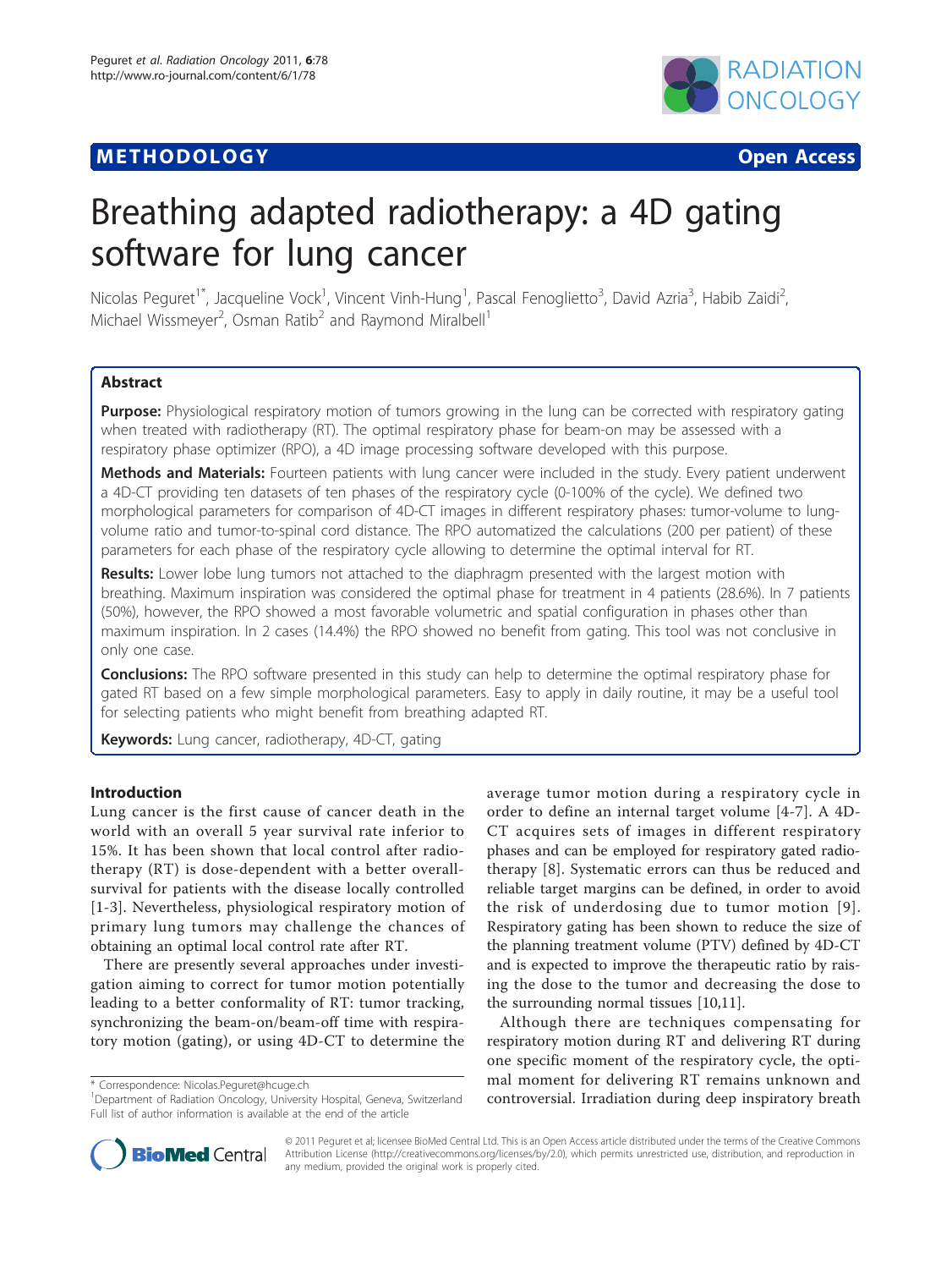**METHODOLOGY** **Open Access**

# Breathing adapted radiotherapy: a 4D gating software for lung cancer

Nicolas Peguret[1*], Jacqueline Vock[1], Vincent Vinh-Hung[1], Pascal Fenoglietto[3], David Azria[3], Habib Zaidi[2], Michael Wissmeyer[2], Osman Ratib[2] and Raymond Miralbell[1]

## Abstract

**Purpose:** Physiological respiratory motion of tumors growing in the lung can be corrected with respiratory gating when treated with radiotherapy (RT). The optimal respiratory phase for beam-on may be assessed with a respiratory phase optimizer (RPO), a 4D image processing software developed with this purpose.

**Methods and Materials:** Fourteen patients with lung cancer were included in the study. Every patient underwent a 4D-CT providing ten datasets of ten phases of the respiratory cycle (0-100% of the cycle). We defined two morphological parameters for comparison of 4D-CT images in different respiratory phases: tumor-volume to lung-volume ratio and tumor-to-spinal cord distance. The RPO automatized the calculations (200 per patient) of these parameters for each phase of the respiratory cycle allowing to determine the optimal interval for RT.

**Results:** Lower lobe lung tumors not attached to the diaphragm presented with the largest motion with breathing. Maximum inspiration was considered the optimal phase for treatment in 4 patients (28.6%). In 7 patients (50%), however, the RPO showed a most favorable volumetric and spatial configuration in phases other than maximum inspiration. In 2 cases (14.4%) the RPO showed no benefit from gating. This tool was not conclusive in only one case.

**Conclusions:** The RPO software presented in this study can help to determine the optimal respiratory phase for gated RT based on a few simple morphological parameters. Easy to apply in daily routine, it may be a useful tool for selecting patients who might benefit from breathing adapted RT.

**Keywords:** Lung cancer, radiotherapy, 4D-CT, gating

## Introduction

Lung cancer is the first cause of cancer death in the world with an overall 5 year survival rate inferior to 15%. It has been shown that local control after radiotherapy (RT) is dose-dependent with a better overall-survival for patients with the disease locally controlled [1-3]. Nevertheless, physiological respiratory motion of primary lung tumors may challenge the chances of obtaining an optimal local control rate after RT.

There are presently several approaches under investigation aiming to correct for tumor motion potentially leading to a better conformality of RT: tumor tracking, synchronizing the beam-on/beam-off time with respiratory motion (gating), or using 4D-CT to determine the average tumor motion during a respiratory cycle in order to define an internal target volume [4-7]. A 4D-CT acquires sets of images in different respiratory phases and can be employed for respiratory gated radiotherapy [8]. Systematic errors can thus be reduced and reliable target margins can be defined, in order to avoid the risk of underdosing due to tumor motion [9]. Respiratory gating has been shown to reduce the size of the planning treatment volume (PTV) defined by 4D-CT and is expected to improve the therapeutic ratio by raising the dose to the tumor and decreasing the dose to the surrounding normal tissues [10,11].

Although there are techniques compensating for respiratory motion during RT and delivering RT during one specific moment of the respiratory cycle, the optimal moment for delivering RT remains unknown and controversial. Irradiation during deep inspiratory breath

* Correspondence: Nicolas.Peguret@hcuge.ch
[1]Department of Radiation Oncology, University Hospital, Geneva, Switzerland
Full list of author information is available at the end of the article

© 2011 Peguret et al; licensee BioMed Central Ltd. This is an Open Access article distributed under the terms of the Creative Commons Attribution License (http://creativecommons.org/licenses/by/2.0), which permits unrestricted use, distribution, and reproduction in any medium, provided the original work is properly cited.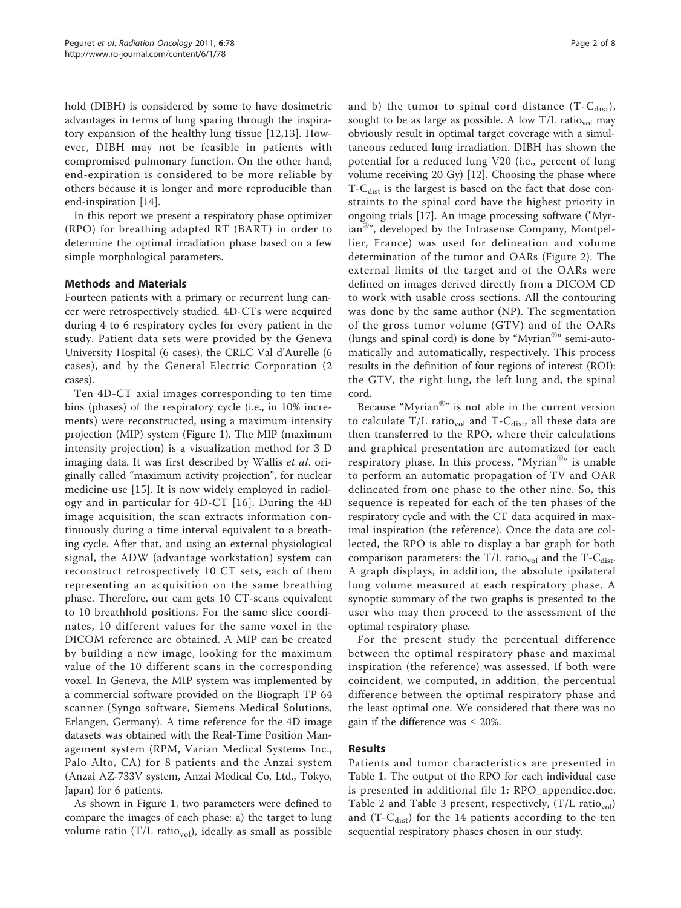hold (DIBH) is considered by some to have dosimetric advantages in terms of lung sparing through the inspiratory expansion of the healthy lung tissue [12,13]. However, DIBH may not be feasible in patients with compromised pulmonary function. On the other hand, end-expiration is considered to be more reliable by others because it is longer and more reproducible than end-inspiration [14].

In this report we present a respiratory phase optimizer (RPO) for breathing adapted RT (BART) in order to determine the optimal irradiation phase based on a few simple morphological parameters.

## Methods and Materials

Fourteen patients with a primary or recurrent lung cancer were retrospectively studied. 4D-CTs were acquired during 4 to 6 respiratory cycles for every patient in the study. Patient data sets were provided by the Geneva University Hospital (6 cases), the CRLC Val d'Aurelle (6 cases), and by the General Electric Corporation (2 cases).

Ten 4D-CT axial images corresponding to ten time bins (phases) of the respiratory cycle (i.e., in 10% increments) were reconstructed, using a maximum intensity projection (MIP) system (Figure 1). The MIP (maximum intensity projection) is a visualization method for 3 D imaging data. It was first described by Wallis *et al.* originally called "maximum activity projection", for nuclear medicine use [15]. It is now widely employed in radiology and in particular for 4D-CT [16]. During the 4D image acquisition, the scan extracts information continuously during a time interval equivalent to a breathing cycle. After that, and using an external physiological signal, the ADW (advantage workstation) system can reconstruct retrospectively 10 CT sets, each of them representing an acquisition on the same breathing phase. Therefore, our cam gets 10 CT-scans equivalent to 10 breathhold positions. For the same slice coordinates, 10 different values for the same voxel in the DICOM reference are obtained. A MIP can be created by building a new image, looking for the maximum value of the 10 different scans in the corresponding voxel. In Geneva, the MIP system was implemented by a commercial software provided on the Biograph TP 64 scanner (Syngo software, Siemens Medical Solutions, Erlangen, Germany). A time reference for the 4D image datasets was obtained with the Real-Time Position Management system (RPM, Varian Medical Systems Inc., Palo Alto, CA) for 8 patients and the Anzai system (Anzai AZ-733V system, Anzai Medical Co, Ltd., Tokyo, Japan) for 6 patients.

As shown in Figure 1, two parameters were defined to compare the images of each phase: a) the target to lung volume ratio (T/L $\text{ratio}_{vol}$), ideally as small as possible and b) the tumor to spinal cord distance ($\text{T-C}_{dist}$), sought to be as large as possible. A low T/L $\text{ratio}_{vol}$ may obviously result in optimal target coverage with a simultaneous reduced lung irradiation. DIBH has shown the potential for a reduced lung V20 (i.e., percent of lung volume receiving 20 Gy) [12]. Choosing the phase where $\text{T-C}_{dist}$ is the largest is based on the fact that dose constraints to the spinal cord have the highest priority in ongoing trials [17]. An image processing software ("Myrian®", developed by the Intrasense Company, Montpellier, France) was used for delineation and volume determination of the tumor and OARs (Figure 2). The external limits of the target and of the OARs were defined on images derived directly from a DICOM CD to work with usable cross sections. All the contouring was done by the same author (NP). The segmentation of the gross tumor volume (GTV) and of the OARs (lungs and spinal cord) is done by "Myrian®" semi-automatically and automatically, respectively. This process results in the definition of four regions of interest (ROI): the GTV, the right lung, the left lung and, the spinal cord.

Because "Myrian®" is not able in the current version to calculate T/L $\text{ratio}_{vol}$ and $\text{T-C}_{dist}$, all these data are then transferred to the RPO, where their calculations and graphical presentation are automatized for each respiratory phase. In this process, "Myrian®" is unable to perform an automatic propagation of TV and OAR delineated from one phase to the other nine. So, this sequence is repeated for each of the ten phases of the respiratory cycle and with the CT data acquired in maximal inspiration (the reference). Once the data are collected, the RPO is able to display a bar graph for both comparison parameters: the T/L $\text{ratio}_{vol}$ and the $\text{T-C}_{dist}$. A graph displays, in addition, the absolute ipsilateral lung volume measured at each respiratory phase. A synoptic summary of the two graphs is presented to the user who may then proceed to the assessment of the optimal respiratory phase.

For the present study the percentual difference between the optimal respiratory phase and maximal inspiration (the reference) was assessed. If both were coincident, we computed, in addition, the percentual difference between the optimal respiratory phase and the least optimal one. We considered that there was no gain if the difference was ≤ 20%.

## Results

Patients and tumor characteristics are presented in Table 1. The output of the RPO for each individual case is presented in additional file 1: RPO_appendice.doc. Table 2 and Table 3 present, respectively, (T/L $\text{ratio}_{vol}$) and ($\text{T-C}_{dist}$) for the 14 patients according to the ten sequential respiratory phases chosen in our study.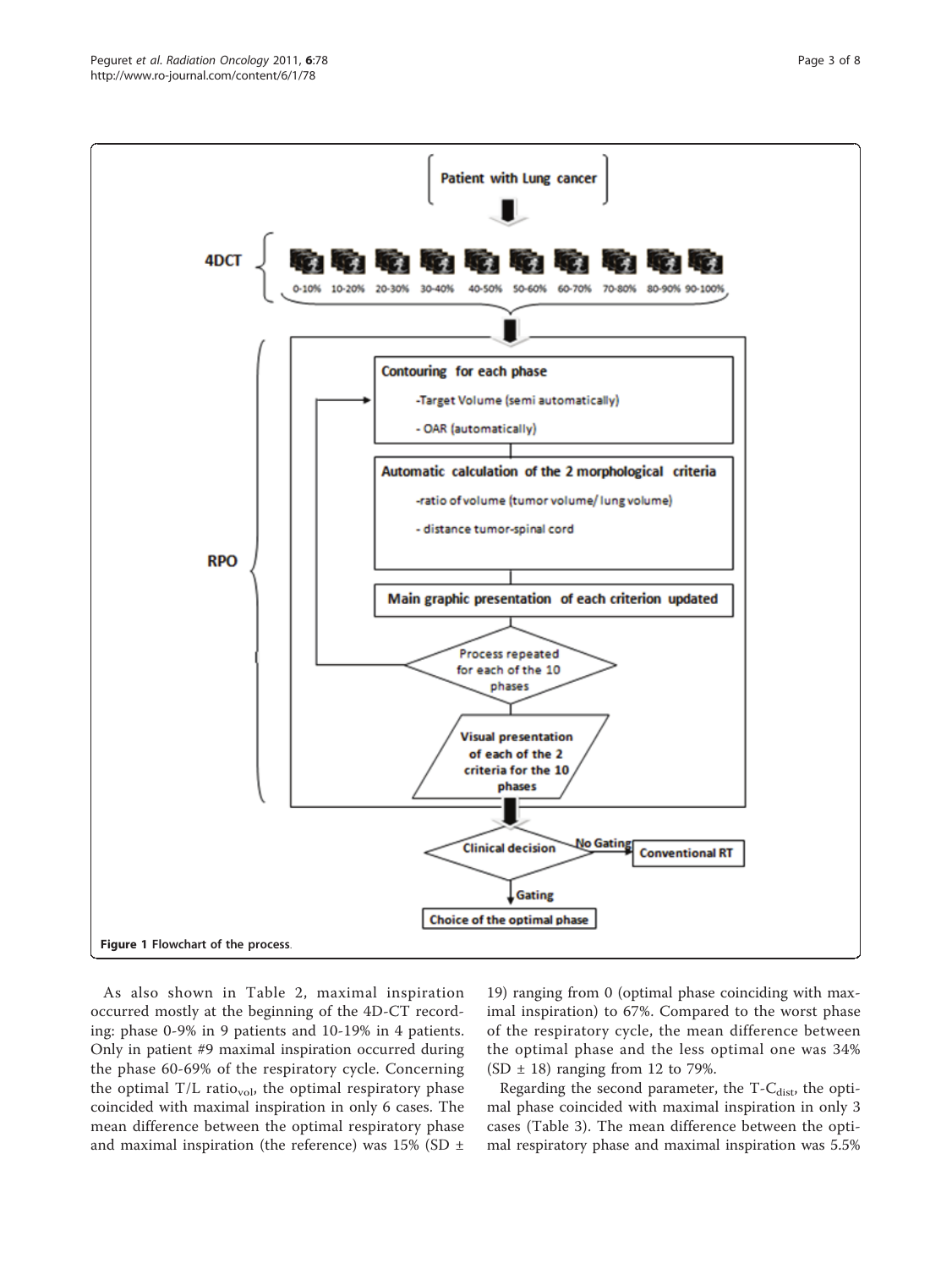Figure 1 Flowchart of the process.

As also shown in Table 2, maximal inspiration occurred mostly at the beginning of the 4D-CT recording: phase 0-9% in 9 patients and 10-19% in 4 patients. Only in patient #9 maximal inspiration occurred during the phase 60-69% of the respiratory cycle. Concerning the optimal T/L $ratio_{vol}$, the optimal respiratory phase coincided with maximal inspiration in only 6 cases. The mean difference between the optimal respiratory phase and maximal inspiration (the reference) was 15% (SD ± 19) ranging from 0 (optimal phase coinciding with maximal inspiration) to 67%. Compared to the worst phase of the respiratory cycle, the mean difference between the optimal phase and the less optimal one was 34% (SD ± 18) ranging from 12 to 79%.

Regarding the second parameter, the T-$C_{dist}$, the optimal phase coincided with maximal inspiration in only 3 cases (Table 3). The mean difference between the optimal respiratory phase and maximal inspiration was 5.5%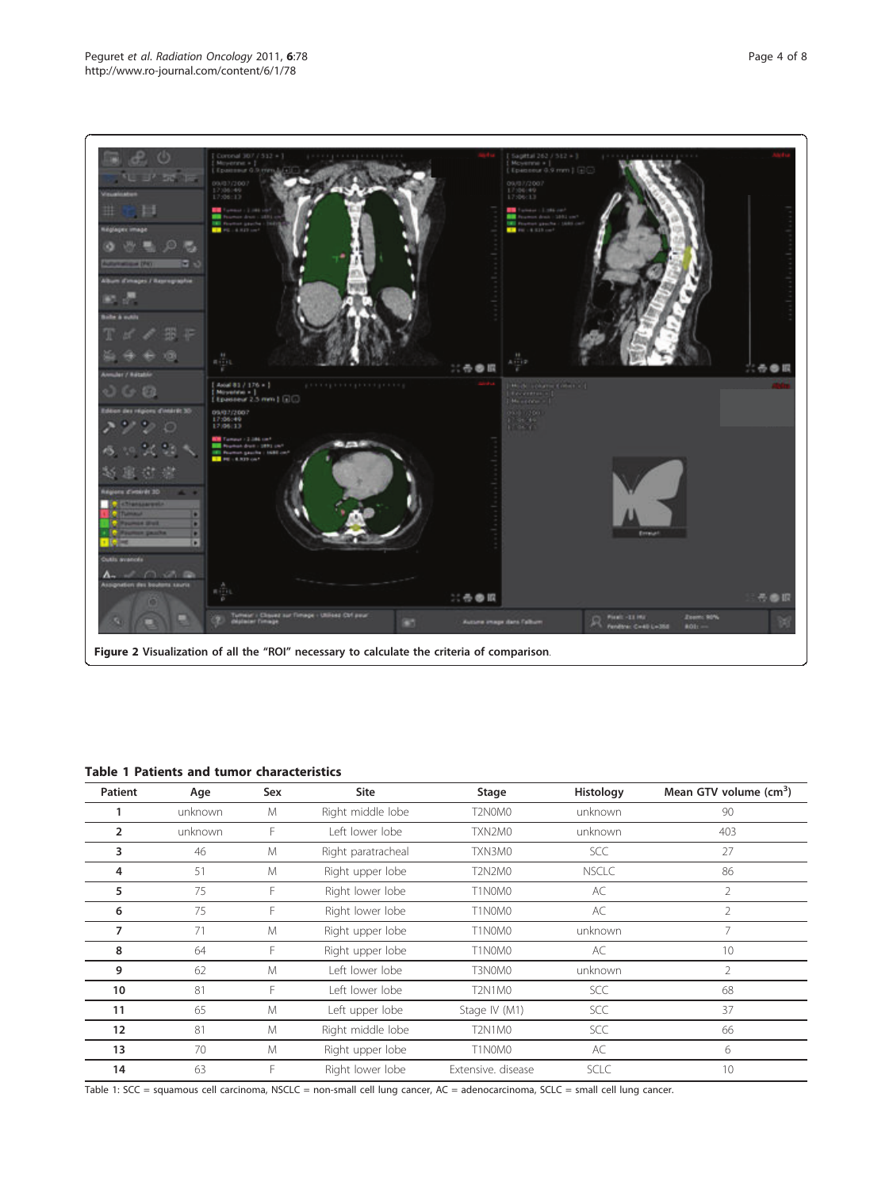**Figure 2** Visualization of all the "ROI" necessary to calculate the criteria of comparison.

**Table 1 Patients and tumor characteristics**

| Patient | Age | Sex | Site | Stage | Histology | Mean GTV volume ($cm^3$) |
|---|---|---|---|---|---|---|
| **1** | unknown | M | Right middle lobe | T2N0M0 | unknown | 90 |
| **2** | unknown | F | Left lower lobe | TXN2M0 | unknown | 403 |
| **3** | 46 | M | Right paratracheal | TXN3M0 | SCC | 27 |
| **4** | 51 | M | Right upper lobe | T2N2M0 | NSCLC | 86 |
| **5** | 75 | F | Right lower lobe | T1N0M0 | AC | 2 |
| **6** | 75 | F | Right lower lobe | T1N0M0 | AC | 2 |
| **7** | 71 | M | Right upper lobe | T1N0M0 | unknown | 7 |
| **8** | 64 | F | Right upper lobe | T1N0M0 | AC | 10 |
| **9** | 62 | M | Left lower lobe | T3N0M0 | unknown | 2 |
| **10** | 81 | F | Left lower lobe | T2N1M0 | SCC | 68 |
| **11** | 65 | M | Left upper lobe | Stage IV (M1) | SCC | 37 |
| **12** | 81 | M | Right middle lobe | T2N1M0 | SCC | 66 |
| **13** | 70 | M | Right upper lobe | T1N0M0 | AC | 6 |
| **14** | 63 | F | Right lower lobe | Extensive. disease | SCLC | 10 |

Table 1: SCC = squamous cell carcinoma, NSCLC = non-small cell lung cancer, AC = adenocarcinoma, SCLC = small cell lung cancer.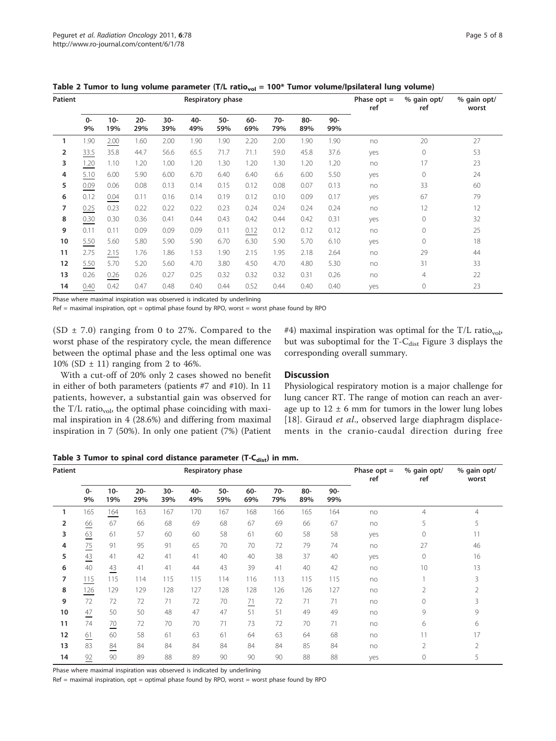**Table 2 Tumor to lung volume parameter (T/L ratio$_{vol}$ = 100* Tumor volume/Ipsilateral lung volume)**

| Patient | Respiratory phase | | | | | | | | | | Phase opt = ref | % gain opt/ ref | % gain opt/ worst |
|---|---|---|---|---|---|---|---|---|---|---|---|---|---|
| | 0-9% | 10-19% | 20-29% | 30-39% | 40-49% | 50-59% | 60-69% | 70-79% | 80-89% | 90-99% | | | |
| 1 | 1.90 | 2.00 | 1.60 | 2.00 | 1.90 | 1.90 | 2.20 | 2.00 | 1.90 | 1.90 | no | 20 | 27 |
| 2 | 33.5 | 35.8 | 44.7 | 56.6 | 65.5 | 71.7 | 71.1 | 59.0 | 45.8 | 37.6 | yes | 0 | 53 |
| 3 | 1.20 | 1.10 | 1.20 | 1.00 | 1.20 | 1.30 | 1.20 | 1.30 | 1.20 | 1.20 | no | 17 | 23 |
| 4 | 5.10 | 6.00 | 5.90 | 6.00 | 6.70 | 6.40 | 6.40 | 6.6 | 6.00 | 5.50 | yes | 0 | 24 |
| 5 | 0.09 | 0.06 | 0.08 | 0.13 | 0.14 | 0.15 | 0.12 | 0.08 | 0.07 | 0.13 | no | 33 | 60 |
| 6 | 0.12 | 0.04 | 0.11 | 0.16 | 0.14 | 0.19 | 0.12 | 0.10 | 0.09 | 0.17 | yes | 67 | 79 |
| 7 | 0.25 | 0.23 | 0.22 | 0.22 | 0.22 | 0.23 | 0.24 | 0.24 | 0.24 | 0.24 | no | 12 | 12 |
| 8 | 0.30 | 0.30 | 0.36 | 0.41 | 0.44 | 0.43 | 0.42 | 0.44 | 0.42 | 0.31 | yes | 0 | 32 |
| 9 | 0.11 | 0.11 | 0.09 | 0.09 | 0.09 | 0.11 | 0.12 | 0.12 | 0.12 | 0.12 | no | 0 | 25 |
| 10 | 5.50 | 5.60 | 5.80 | 5.90 | 5.90 | 6.70 | 6.30 | 5.90 | 5.70 | 6.10 | yes | 0 | 18 |
| 11 | 2.75 | 2.15 | 1.76 | 1.86 | 1.53 | 1.90 | 2.15 | 1.95 | 2.18 | 2.64 | no | 29 | 44 |
| 12 | 5.50 | 5.70 | 5.20 | 5.60 | 4.70 | 3.80 | 4.50 | 4.70 | 4.80 | 5.30 | no | 31 | 33 |
| 13 | 0.26 | 0.26 | 0.26 | 0.27 | 0.25 | 0.32 | 0.32 | 0.32 | 0.31 | 0.26 | no | 4 | 22 |
| 14 | 0.40 | 0.42 | 0.47 | 0.48 | 0.40 | 0.44 | 0.52 | 0.44 | 0.40 | 0.40 | yes | 0 | 23 |

Phase where maximal inspiration was observed is indicated by underlining

Ref = maximal inspiration, opt = optimal phase found by RPO, worst = worst phase found by RPO

(SD ± 7.0) ranging from 0 to 27%. Compared to the worst phase of the respiratory cycle, the mean difference between the optimal phase and the less optimal one was 10% (SD ± 11) ranging from 2 to 46%.

With a cut-off of 20% only 2 cases showed no benefit in either of both parameters (patients #7 and #10). In 11 patients, however, a substantial gain was observed for the T/L ratio$_{vol}$, the optimal phase coinciding with maximal inspiration in 4 (28.6%) and differing from maximal inspiration in 7 (50%). In only one patient (7%) (Patient #4) maximal inspiration was optimal for the T/L ratio$_{vol}$, but was suboptimal for the T-C$_{dist}$ Figure 3 displays the corresponding overall summary.

## Discussion

Physiological respiratory motion is a major challenge for lung cancer RT. The range of motion can reach an average up to 12 ± 6 mm for tumors in the lower lung lobes [18]. Giraud *et al.*, observed large diaphragm displacements in the cranio-caudal direction during free

**Table 3 Tumor to spinal cord distance parameter (T-C$_{dist}$) in mm.**

| Patient | Respiratory phase | | | | | | | | | | Phase opt = ref | % gain opt/ ref | % gain opt/ worst |
|---|---|---|---|---|---|---|---|---|---|---|---|---|---|
| | 0-9% | 10-19% | 20-29% | 30-39% | 40-49% | 50-59% | 60-69% | 70-79% | 80-89% | 90-99% | | | |
| 1 | 165 | 164 | 163 | 167 | 170 | 167 | 168 | 166 | 165 | 164 | no | 4 | 4 |
| 2 | 66 | 67 | 66 | 68 | 69 | 68 | 67 | 69 | 66 | 67 | no | 5 | 5 |
| 3 | 63 | 61 | 57 | 60 | 60 | 58 | 61 | 60 | 58 | 58 | yes | 0 | 11 |
| 4 | 75 | 91 | 95 | 91 | 65 | 70 | 70 | 72 | 79 | 74 | no | 27 | 46 |
| 5 | 43 | 41 | 42 | 41 | 41 | 40 | 40 | 38 | 37 | 40 | yes | 0 | 16 |
| 6 | 40 | 43 | 41 | 41 | 44 | 43 | 39 | 41 | 40 | 42 | no | 10 | 13 |
| 7 | 115 | 115 | 114 | 115 | 115 | 114 | 116 | 113 | 115 | 115 | no | 1 | 3 |
| 8 | 126 | 129 | 129 | 128 | 127 | 128 | 128 | 126 | 126 | 127 | no | 2 | 2 |
| 9 | 72 | 72 | 72 | 71 | 72 | 70 | 71 | 72 | 71 | 71 | no | 0 | 3 |
| 10 | 47 | 50 | 50 | 48 | 47 | 47 | 51 | 51 | 49 | 49 | no | 9 | 9 |
| 11 | 74 | 70 | 72 | 70 | 70 | 71 | 73 | 72 | 70 | 71 | no | 6 | 6 |
| 12 | 61 | 60 | 58 | 61 | 63 | 61 | 64 | 63 | 64 | 68 | no | 11 | 17 |
| 13 | 83 | 84 | 84 | 84 | 84 | 84 | 84 | 84 | 85 | 84 | no | 2 | 2 |
| 14 | 92 | 90 | 89 | 88 | 89 | 90 | 90 | 90 | 88 | 88 | yes | 0 | 5 |

Phase where maximal inspiration was observed is indicated by underlining

Ref = maximal inspiration, opt = optimal phase found by RPO, worst = worst phase found by RPO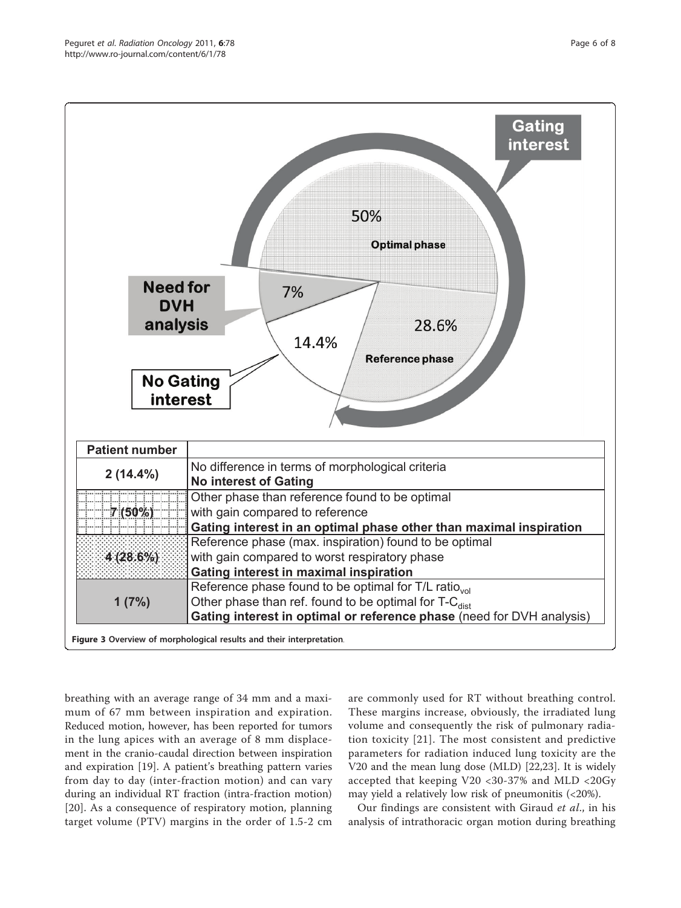| Patient number | |
|---|---|
| 2 (14.4%) | No difference in terms of morphological criteria **No interest of Gating** |
| 7 (50%) | Other phase than reference found to be optimal with gain compared to reference **Gating interest in an optimal phase other than maximal inspiration** |
| 4 (28.6%) | Reference phase (max. inspiration) found to be optimal with gain compared to worst respiratory phase **Gating interest in maximal inspiration** |
| 1 (7%) | Reference phase found to be optimal for T/L $ratio_{vol}$ Other phase than ref. found to be optimal for $T\text{-}C_{dist}$ **Gating interest in optimal or reference phase** (need for DVH analysis) |

**Figure 3 Overview of morphological results and their interpretation**.

breathing with an average range of 34 mm and a maximum of 67 mm between inspiration and expiration. Reduced motion, however, has been reported for tumors in the lung apices with an average of 8 mm displacement in the cranio-caudal direction between inspiration and expiration [19]. A patient's breathing pattern varies from day to day (inter-fraction motion) and can vary during an individual RT fraction (intra-fraction motion) [20]. As a consequence of respiratory motion, planning target volume (PTV) margins in the order of 1.5-2 cm are commonly used for RT without breathing control. These margins increase, obviously, the irradiated lung volume and consequently the risk of pulmonary radiation toxicity [21]. The most consistent and predictive parameters for radiation induced lung toxicity are the V20 and the mean lung dose (MLD) [22,23]. It is widely accepted that keeping V20 <30-37% and MLD <20Gy may yield a relatively low risk of pneumonitis (<20%).

Our findings are consistent with Giraud *et al*., in his analysis of intrathoracic organ motion during breathing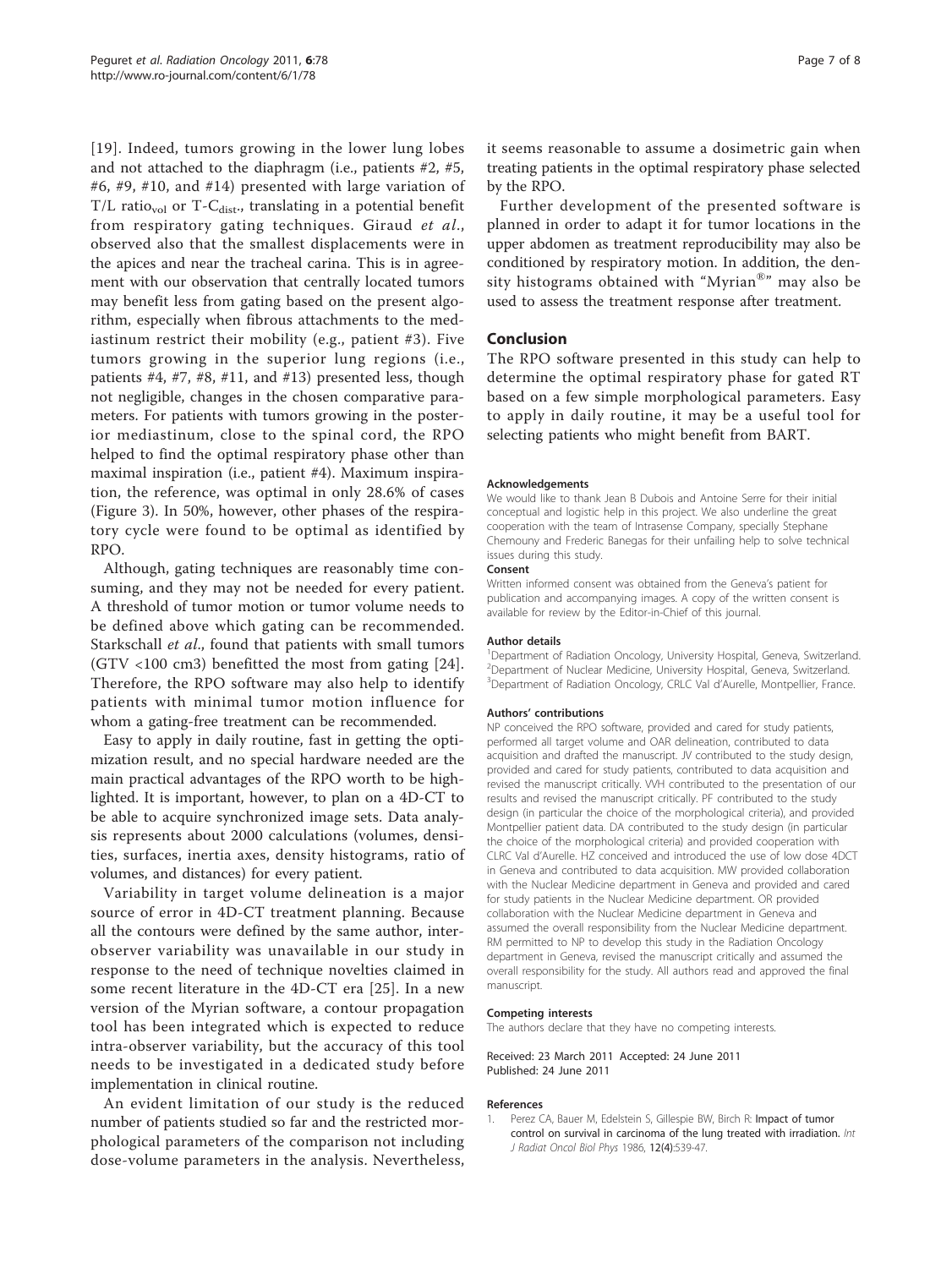[19]. Indeed, tumors growing in the lower lung lobes and not attached to the diaphragm (i.e., patients #2, #5, #6, #9, #10, and #14) presented with large variation of T/L $\text{ratio}_{vol}$ or $\text{T-C}_{dist.}$, translating in a potential benefit from respiratory gating techniques. Giraud *et al.*, observed also that the smallest displacements were in the apices and near the tracheal carina. This is in agreement with our observation that centrally located tumors may benefit less from gating based on the present algorithm, especially when fibrous attachments to the mediastinum restrict their mobility (e.g., patient #3). Five tumors growing in the superior lung regions (i.e., patients #4, #7, #8, #11, and #13) presented less, though not negligible, changes in the chosen comparative parameters. For patients with tumors growing in the posterior mediastinum, close to the spinal cord, the RPO helped to find the optimal respiratory phase other than maximal inspiration (i.e., patient #4). Maximum inspiration, the reference, was optimal in only 28.6% of cases (Figure 3). In 50%, however, other phases of the respiratory cycle were found to be optimal as identified by RPO.

Although, gating techniques are reasonably time consuming, and they may not be needed for every patient. A threshold of tumor motion or tumor volume needs to be defined above which gating can be recommended. Starkschall *et al.*, found that patients with small tumors (GTV <100 cm3) benefitted the most from gating [24]. Therefore, the RPO software may also help to identify patients with minimal tumor motion influence for whom a gating-free treatment can be recommended.

Easy to apply in daily routine, fast in getting the optimization result, and no special hardware needed are the main practical advantages of the RPO worth to be highlighted. It is important, however, to plan on a 4D-CT to be able to acquire synchronized image sets. Data analysis represents about 2000 calculations (volumes, densities, surfaces, inertia axes, density histograms, ratio of volumes, and distances) for every patient.

Variability in target volume delineation is a major source of error in 4D-CT treatment planning. Because all the contours were defined by the same author, interobserver variability was unavailable in our study in response to the need of technique novelties claimed in some recent literature in the 4D-CT era [25]. In a new version of the Myrian software, a contour propagation tool has been integrated which is expected to reduce intra-observer variability, but the accuracy of this tool needs to be investigated in a dedicated study before implementation in clinical routine.

An evident limitation of our study is the reduced number of patients studied so far and the restricted morphological parameters of the comparison not including dose-volume parameters in the analysis. Nevertheless, it seems reasonable to assume a dosimetric gain when treating patients in the optimal respiratory phase selected by the RPO.

Further development of the presented software is planned in order to adapt it for tumor locations in the upper abdomen as treatment reproducibility may also be conditioned by respiratory motion. In addition, the density histograms obtained with "Myrian®" may also be used to assess the treatment response after treatment.

## Conclusion

The RPO software presented in this study can help to determine the optimal respiratory phase for gated RT based on a few simple morphological parameters. Easy to apply in daily routine, it may be a useful tool for selecting patients who might benefit from BART.

#### Acknowledgements

We would like to thank Jean B Dubois and Antoine Serre for their initial conceptual and logistic help in this project. We also underline the great cooperation with the team of Intrasense Company, specially Stephane Chemouny and Frederic Banegas for their unfailing help to solve technical issues during this study.

#### Consent

Written informed consent was obtained from the Geneva's patient for publication and accompanying images. A copy of the written consent is available for review by the Editor-in-Chief of this journal.

#### Author details

[1]Department of Radiation Oncology, University Hospital, Geneva, Switzerland. [2]Department of Nuclear Medicine, University Hospital, Geneva, Switzerland. [3]Department of Radiation Oncology, CRLC Val d'Aurelle, Montpellier, France.

#### Authors' contributions

NP conceived the RPO software, provided and cared for study patients, performed all target volume and OAR delineation, contributed to data acquisition and drafted the manuscript. JV contributed to the study design, provided and cared for study patients, contributed to data acquisition and revised the manuscript critically. VVH contributed to the presentation of our results and revised the manuscript critically. PF contributed to the study design (in particular the choice of the morphological criteria), and provided Montpellier patient data. DA contributed to the study design (in particular the choice of the morphological criteria) and provided cooperation with CLRC Val d'Aurelle. HZ conceived and introduced the use of low dose 4DCT in Geneva and contributed to data acquisition. MW provided collaboration with the Nuclear Medicine department in Geneva and provided and cared for study patients in the Nuclear Medicine department. OR provided collaboration with the Nuclear Medicine department in Geneva and assumed the overall responsibility from the Nuclear Medicine department. RM permitted to NP to develop this study in the Radiation Oncology department in Geneva, revised the manuscript critically and assumed the overall responsibility for the study. All authors read and approved the final manuscript.

#### Competing interests

The authors declare that they have no competing interests.

Received: 23 March 2011 Accepted: 24 June 2011
Published: 24 June 2011

#### References

1. Perez CA, Bauer M, Edelstein S, Gillespie BW, Birch R: **Impact of tumor control on survival in carcinoma of the lung treated with irradiation.** *Int J Radiat Oncol Biol Phys* 1986, **12(4)**:539-47.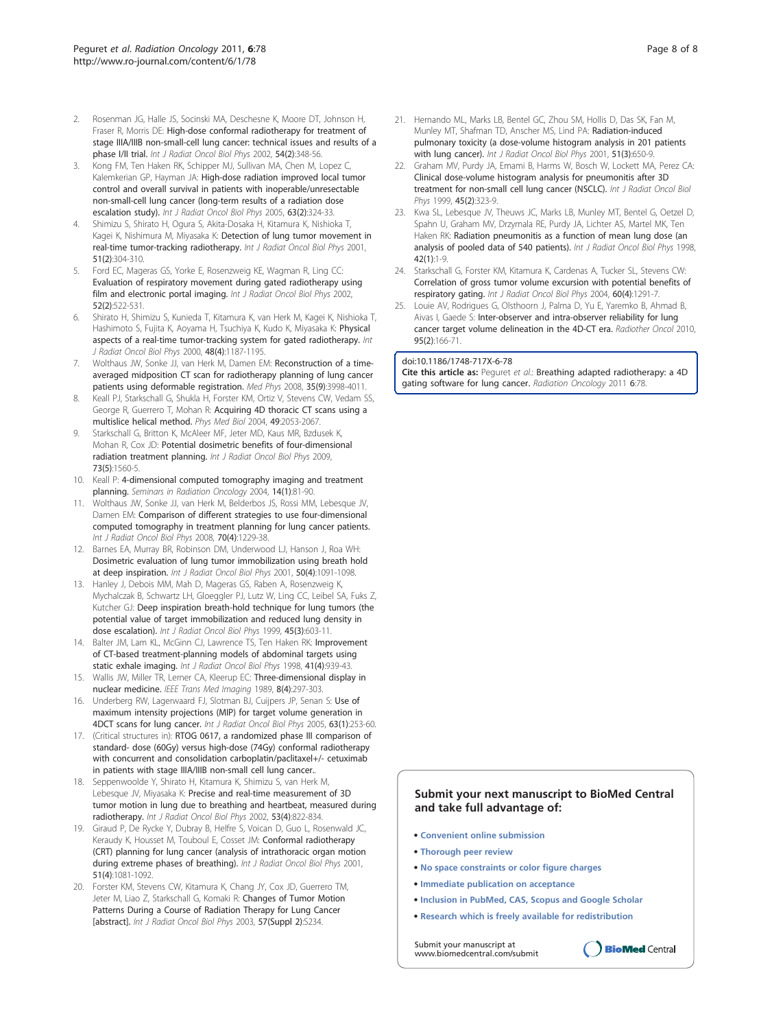2. Rosenman JG, Halle JS, Socinski MA, Deschesne K, Moore DT, Johnson H, Fraser R, Morris DE: **High-dose conformal radiotherapy for treatment of stage IIIA/IIIB non-small-cell lung cancer: technical issues and results of a phase I/II trial.** *Int J Radiat Oncol Biol Phys* 2002, **54(2)**:348-56.
3. Kong FM, Ten Haken RK, Schipper MJ, Sullivan MA, Chen M, Lopez C, Kalemkerian GP, Hayman JA: **High-dose radiation improved local tumor control and overall survival in patients with inoperable/unresectable non-small-cell lung cancer (long-term results of a radiation dose escalation study).** *Int J Radiat Oncol Biol Phys* 2005, **63(2)**:324-33.
4. Shimizu S, Shirato H, Ogura S, Akita-Dosaka H, Kitamura K, Nishioka T, Kagei K, Nishimura M, Miyasaka K: **Detection of lung tumor movement in real-time tumor-tracking radiotherapy.** *Int J Radiat Oncol Biol Phys* 2001, **51(2)**:304-310.
5. Ford EC, Mageras GS, Yorke E, Rosenzweig KE, Wagman R, Ling CC: **Evaluation of respiratory movement during gated radiotherapy using film and electronic portal imaging.** *Int J Radiat Oncol Biol Phys* 2002, **52(2)**:522-531.
6. Shirato H, Shimizu S, Kunieda T, Kitamura K, van Herk M, Kagei K, Nishioka T, Hashimoto S, Fujita K, Aoyama H, Tsuchiya K, Kudo K, Miyasaka K: **Physical aspects of a real-time tumor-tracking system for gated radiotherapy.** *Int J Radiat Oncol Biol Phys* 2000, **48(4)**:1187-1195.
7. Wolthaus JW, Sonke JJ, van Herk M, Damen EM: **Reconstruction of a time-averaged midposition CT scan for radiotherapy planning of lung cancer patients using deformable registration.** *Med Phys* 2008, **35(9)**:3998-4011.
8. Keall PJ, Starkschall G, Shukla H, Forster KM, Ortiz V, Stevens CW, Vedam SS, George R, Guerrero T, Mohan R: **Acquiring 4D thoracic CT scans using a multislice helical method.** *Phys Med Biol* 2004, **49**:2053-2067.
9. Starkschall G, Britton K, McAleer MF, Jeter MD, Kaus MR, Bzdusek K, Mohan R, Cox JD: **Potential dosimetric benefits of four-dimensional radiation treatment planning.** *Int J Radiat Oncol Biol Phys* 2009, **73(5)**:1560-5.
10. Keall P: **4-dimensional computed tomography imaging and treatment planning.** *Seminars in Radiation Oncology* 2004, **14(1)**:81-90.
11. Wolthaus JW, Sonke JJ, van Herk M, Belderbos JS, Rossi MM, Lebesque JV, Damen EM: **Comparison of different strategies to use four-dimensional computed tomography in treatment planning for lung cancer patients.** *Int J Radiat Oncol Biol Phys* 2008, **70(4)**:1229-38.
12. Barnes EA, Murray BR, Robinson DM, Underwood LJ, Hanson J, Roa WH: **Dosimetric evaluation of lung tumor immobilization using breath hold at deep inspiration.** *Int J Radiat Oncol Biol Phys* 2001, **50(4)**:1091-1098.
13. Hanley J, Debois MM, Mah D, Mageras GS, Raben A, Rosenzweig K, Mychalczak B, Schwartz LH, Gloeggler PJ, Lutz W, Ling CC, Leibel SA, Fuks Z, Kutcher GJ: **Deep inspiration breath-hold technique for lung tumors (the potential value of target immobilization and reduced lung density in dose escalation).** *Int J Radiat Oncol Biol Phys* 1999, **45(3)**:603-11.
14. Balter JM, Lam KL, McGinn CJ, Lawrence TS, Ten Haken RK: **Improvement of CT-based treatment-planning models of abdominal targets using static exhale imaging.** *Int J Radiat Oncol Biol Phys* 1998, **41(4)**:939-43.
15. Wallis JW, Miller TR, Lerner CA, Kleerup EC: **Three-dimensional display in nuclear medicine.** *IEEE Trans Med Imaging* 1989, **8(4)**:297-303.
16. Underberg RW, Lagerwaard FJ, Slotman BJ, Cuijpers JP, Senan S: **Use of maximum intensity projections (MIP) for target volume generation in 4DCT scans for lung cancer.** *Int J Radiat Oncol Biol Phys* 2005, **63(1)**:253-60.
17. (Critical structures in): **RTOG 0617, a randomized phase III comparison of standard- dose (60Gy) versus high-dose (74Gy) conformal radiotherapy with concurrent and consolidation carboplatin/paclitaxel+/- cetuximab in patients with stage IIIA/IIIB non-small cell lung cancer.**.
18. Seppenwoolde Y, Shirato H, Kitamura K, Shimizu S, van Herk M, Lebesque JV, Miyasaka K: **Precise and real-time measurement of 3D tumor motion in lung due to breathing and heartbeat, measured during radiotherapy.** *Int J Radiat Oncol Biol Phys* 2002, **53(4)**:822-834.
19. Giraud P, De Rycke Y, Dubray B, Helfre S, Voican D, Guo L, Rosenwald JC, Keraudy K, Housset M, Touboul E, Cosset JM: **Conformal radiotherapy (CRT) planning for lung cancer (analysis of intrathoracic organ motion during extreme phases of breathing).** *Int J Radiat Oncol Biol Phys* 2001, **51(4)**:1081-1092.
20. Forster KM, Stevens CW, Kitamura K, Chang JY, Cox JD, Guerrero TM, Jeter M, Liao Z, Starkschall G, Komaki R: **Changes of Tumor Motion Patterns During a Course of Radiation Therapy for Lung Cancer [abstract].** *Int J Radiat Oncol Biol Phys* 2003, **57(Suppl 2)**:S234.
21. Hernando ML, Marks LB, Bentel GC, Zhou SM, Hollis D, Das SK, Fan M, Munley MT, Shafman TD, Anscher MS, Lind PA: **Radiation-induced pulmonary toxicity (a dose-volume histogram analysis in 201 patients with lung cancer).** *Int J Radiat Oncol Biol Phys* 2001, **51(3)**:650-9.
22. Graham MV, Purdy JA, Emami B, Harms W, Bosch W, Lockett MA, Perez CA: **Clinical dose-volume histogram analysis for pneumonitis after 3D treatment for non-small cell lung cancer (NSCLC).** *Int J Radiat Oncol Biol Phys* 1999, **45(2)**:323-9.
23. Kwa SL, Lebesque JV, Theuws JC, Marks LB, Munley MT, Bentel G, Oetzel D, Spahn U, Graham MV, Drzymala RE, Purdy JA, Lichter AS, Martel MK, Ten Haken RK: **Radiation pneumonitis as a function of mean lung dose (an analysis of pooled data of 540 patients).** *Int J Radiat Oncol Biol Phys* 1998, **42(1)**:1-9.
24. Starkschall G, Forster KM, Kitamura K, Cardenas A, Tucker SL, Stevens CW: **Correlation of gross tumor volume excursion with potential benefits of respiratory gating.** *Int J Radiat Oncol Biol Phys* 2004, **60(4)**:1291-7.
25. Louie AV, Rodrigues G, Olsthoorn J, Palma D, Yu E, Yaremko B, Ahmad B, Aivas I, Gaede S: **Inter-observer and intra-observer reliability for lung cancer target volume delineation in the 4D-CT era.** *Radiother Oncol* 2010, **95(2)**:166-71.

doi:10.1186/1748-717X-6-78

**Cite this article as:** Peguret *et al.*: Breathing adapted radiotherapy: a 4D gating software for lung cancer. *Radiation Oncology* 2011 **6**:78.

**Submit your next manuscript to BioMed Central and take full advantage of:**

- **Convenient online submission**
- **Thorough peer review**
- **No space constraints or color figure charges**
- **Immediate publication on acceptance**
- **Inclusion in PubMed, CAS, Scopus and Google Scholar**
- **Research which is freely available for redistribution**

Submit your manuscript at www.biomedcentral.com/submit

BioMed Central